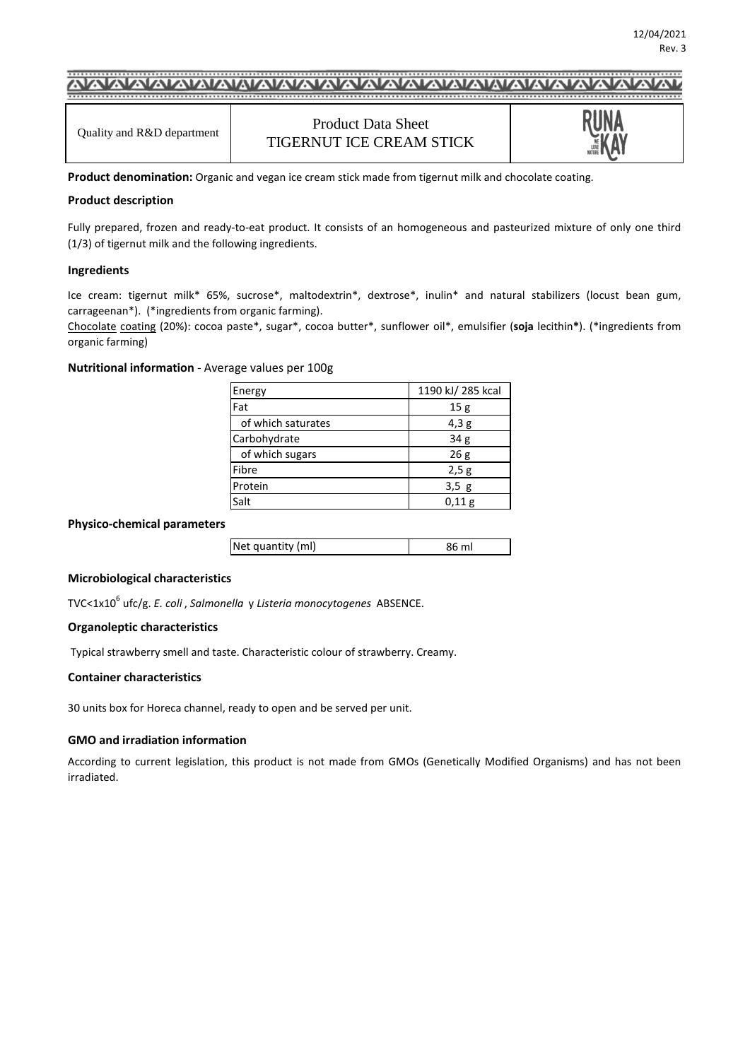12/04/2021
Rev. 3

| Quality and R&D department | Product Data Sheet<br>TIGERNUT ICE CREAM STICK | RUNA KAY |
|---|---|---|

**Product denomination:** Organic and vegan ice cream stick made from tigernut milk and chocolate coating.

### Product description

Fully prepared, frozen and ready-to-eat product. It consists of an homogeneous and pasteurized mixture of only one third (1/3) of tigernut milk and the following ingredients.

### Ingredients

Ice cream: tigernut milk* 65%, sucrose*, maltodextrin*, dextrose*, inulin* and natural stabilizers (locust bean gum, carrageenan*). (*ingredients from organic farming).

Chocolate coating (20%): cocoa paste*, sugar*, cocoa butter*, sunflower oil*, emulsifier (**soja** lecithin*). (*ingredients from organic farming)

### Nutritional information - Average values per 100g

| | |
|---|---|
| Energy | 1190 kJ/ 285 kcal |
| Fat | 15 g |
| of which saturates | 4,3 g |
| Carbohydrate | 34 g |
| of which sugars | 26 g |
| Fibre | 2,5 g |
| Protein | 3,5 g |
| Salt | 0,11 g |

### Physico-chemical parameters

| | |
|---|---|
| Net quantity (ml) | 86 ml |

### Microbiological characteristics

TVC<$1x10^6$ ufc/g. *E. coli* , *Salmonella* y *Listeria monocytogenes* ABSENCE.

### Organoleptic characteristics

Typical strawberry smell and taste. Characteristic colour of strawberry. Creamy.

### Container characteristics

30 units box for Horeca channel, ready to open and be served per unit.

### GMO and irradiation information

According to current legislation, this product is not made from GMOs (Genetically Modified Organisms) and has not been irradiated.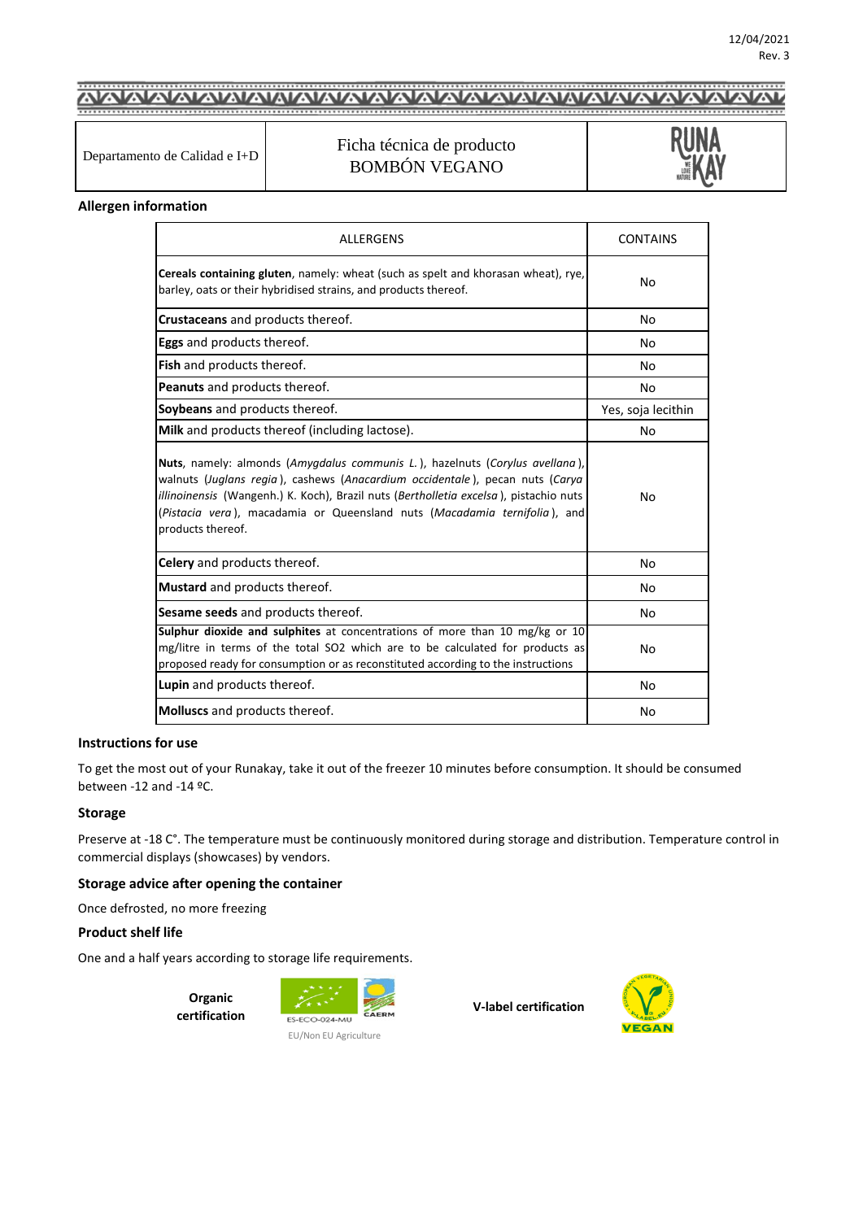12/04/2021
Rev. 3

| Departamento de Calidad e I+D | Ficha técnica de producto BOMBÓN VEGANO | RUNA KAY |
|---|---|---|

## Allergen information

| ALLERGENS | CONTAINS |
|---|---|
| **Cereals containing gluten**, namely: wheat (such as spelt and khorasan wheat), rye, barley, oats or their hybridised strains, and products thereof. | No |
| **Crustaceans** and products thereof. | No |
| **Eggs** and products thereof. | No |
| **Fish** and products thereof. | No |
| **Peanuts** and products thereof. | No |
| **Soybeans** and products thereof. | Yes, soja lecithin |
| **Milk** and products thereof (including lactose). | No |
| **Nuts**, namely: almonds (*Amygdalus communis L.*), hazelnuts (*Corylus avellana*), walnuts (*Juglans regia*), cashews (*Anacardium occidentale*), pecan nuts (*Carya illinoinensis* (Wangenh.) K. Koch), Brazil nuts (*Bertholletia excelsa*), pistachio nuts (*Pistacia vera*), macadamia or Queensland nuts (*Macadamia ternifolia*), and products thereof. | No |
| **Celery** and products thereof. | No |
| **Mustard** and products thereof. | No |
| **Sesame seeds** and products thereof. | No |
| **Sulphur dioxide and sulphites** at concentrations of more than 10 mg/kg or 10 mg/litre in terms of the total SO2 which are to be calculated for products as proposed ready for consumption or as reconstituted according to the instructions | No |
| **Lupin** and products thereof. | No |
| **Molluscs** and products thereof. | No |

## Instructions for use

To get the most out of your Runakay, take it out of the freezer 10 minutes before consumption. It should be consumed between -12 and -14 ºC.

## Storage

Preserve at -18 C°. The temperature must be continuously monitored during storage and distribution. Temperature control in commercial displays (showcases) by vendors.

## Storage advice after opening the container

Once defrosted, no more freezing

## Product shelf life

One and a half years according to storage life requirements.

**Organic certification**

ES-ECO-024-MU CAERM

EU/Non EU Agriculture

**V-label certification**

VEGAN